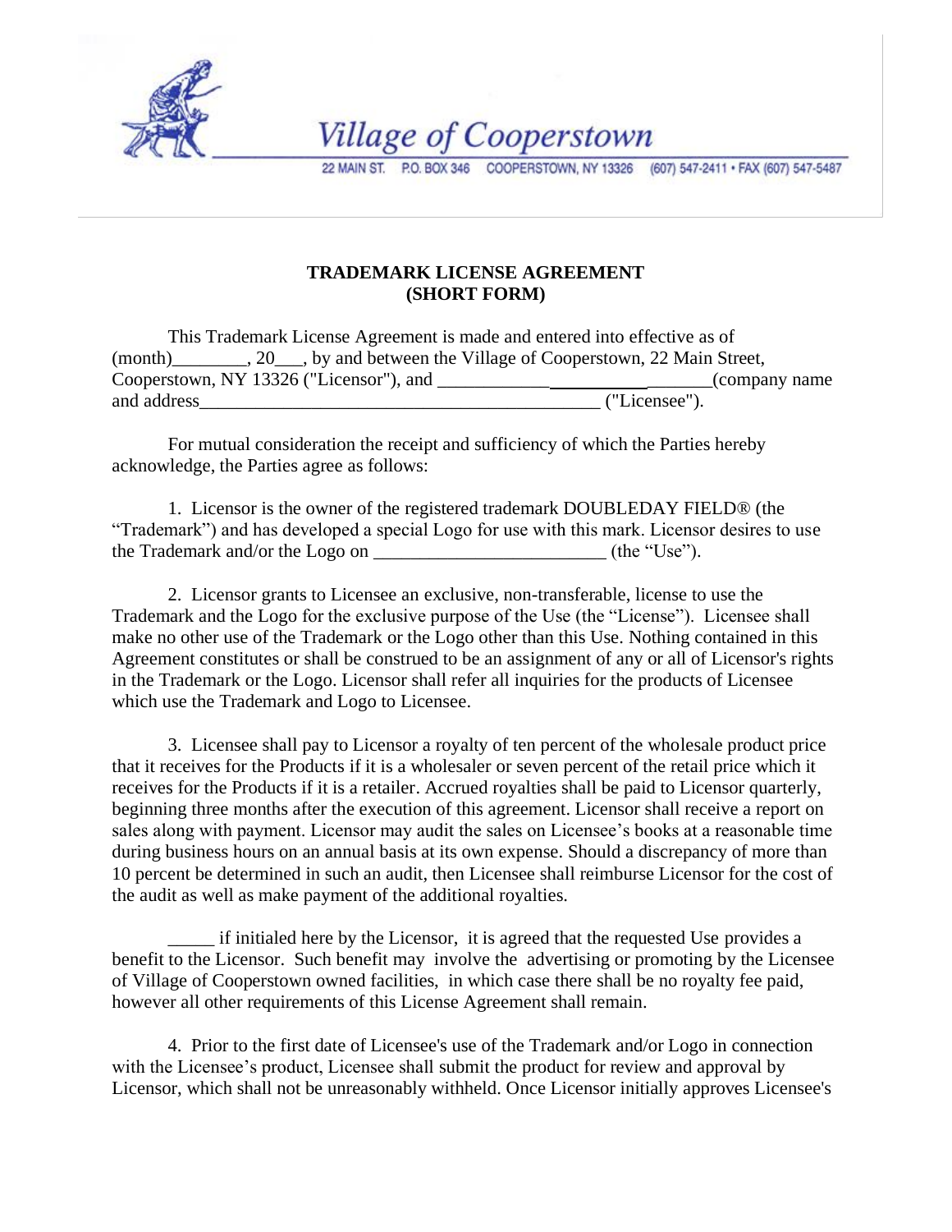Village of Cooperstown

22 MAIN ST. P.O. BOX 346 COOPERSTOWN, NY 13326 (607) 547-2411 • FAX (607) 547-5487

**TRADEMARK LICENSE AGREEMENT**
**(SHORT FORM)**

This Trademark License Agreement is made and entered into effective as of (month)________, 20___, by and between the Village of Cooperstown, 22 Main Street, Cooperstown, NY 13326 ("Licensor"), and ______________________________(company name and address___________________________________________ ("Licensee").

For mutual consideration the receipt and sufficiency of which the Parties hereby acknowledge, the Parties agree as follows:

1. Licensor is the owner of the registered trademark DOUBLEDAY FIELD® (the "Trademark") and has developed a special Logo for use with this mark. Licensor desires to use the Trademark and/or the Logo on _________________________ (the "Use").

2. Licensor grants to Licensee an exclusive, non-transferable, license to use the Trademark and the Logo for the exclusive purpose of the Use (the "License"). Licensee shall make no other use of the Trademark or the Logo other than this Use. Nothing contained in this Agreement constitutes or shall be construed to be an assignment of any or all of Licensor's rights in the Trademark or the Logo. Licensor shall refer all inquiries for the products of Licensee which use the Trademark and Logo to Licensee.

3. Licensee shall pay to Licensor a royalty of ten percent of the wholesale product price that it receives for the Products if it is a wholesaler or seven percent of the retail price which it receives for the Products if it is a retailer. Accrued royalties shall be paid to Licensor quarterly, beginning three months after the execution of this agreement. Licensor shall receive a report on sales along with payment. Licensor may audit the sales on Licensee's books at a reasonable time during business hours on an annual basis at its own expense. Should a discrepancy of more than 10 percent be determined in such an audit, then Licensee shall reimburse Licensor for the cost of the audit as well as make payment of the additional royalties.

_____ if initialed here by the Licensor, it is agreed that the requested Use provides a benefit to the Licensor. Such benefit may involve the advertising or promoting by the Licensee of Village of Cooperstown owned facilities, in which case there shall be no royalty fee paid, however all other requirements of this License Agreement shall remain.

4. Prior to the first date of Licensee's use of the Trademark and/or Logo in connection with the Licensee's product, Licensee shall submit the product for review and approval by Licensor, which shall not be unreasonably withheld. Once Licensor initially approves Licensee's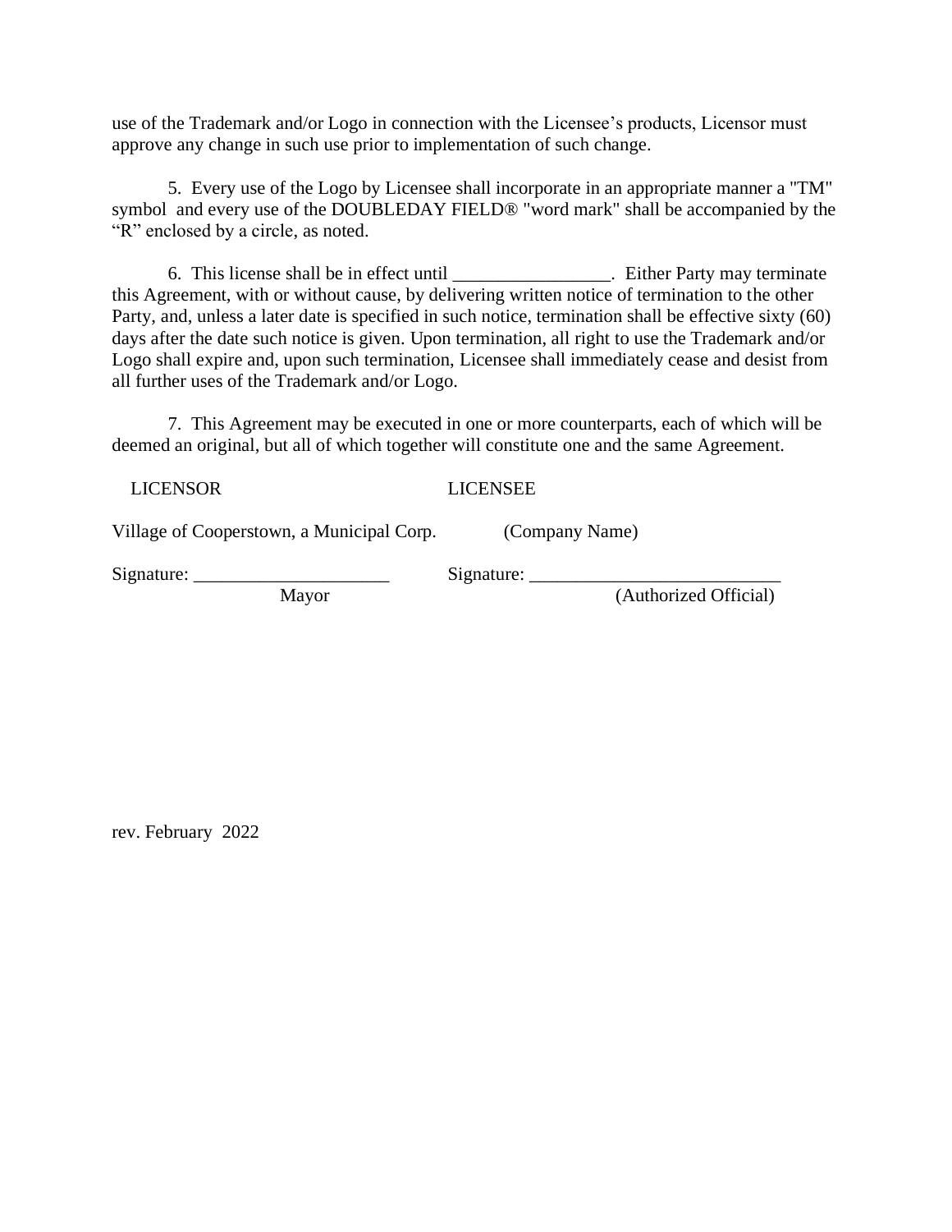use of the Trademark and/or Logo in connection with the Licensee's products, Licensor must approve any change in such use prior to implementation of such change.

5. Every use of the Logo by Licensee shall incorporate in an appropriate manner a "TM" symbol and every use of the DOUBLEDAY FIELD® "word mark" shall be accompanied by the "R" enclosed by a circle, as noted.

6. This license shall be in effect until _________________. Either Party may terminate this Agreement, with or without cause, by delivering written notice of termination to the other Party, and, unless a later date is specified in such notice, termination shall be effective sixty (60) days after the date such notice is given. Upon termination, all right to use the Trademark and/or Logo shall expire and, upon such termination, Licensee shall immediately cease and desist from all further uses of the Trademark and/or Logo.

7. This Agreement may be executed in one or more counterparts, each of which will be deemed an original, but all of which together will constitute one and the same Agreement.

| | |
|---|---|
| LICENSOR | LICENSEE |
| Village of Cooperstown, a Municipal Corp. | (Company Name) |
| Signature: _____________________ | Signature: ___________________________ |
| Mayor | (Authorized Official) |

rev. February 2022